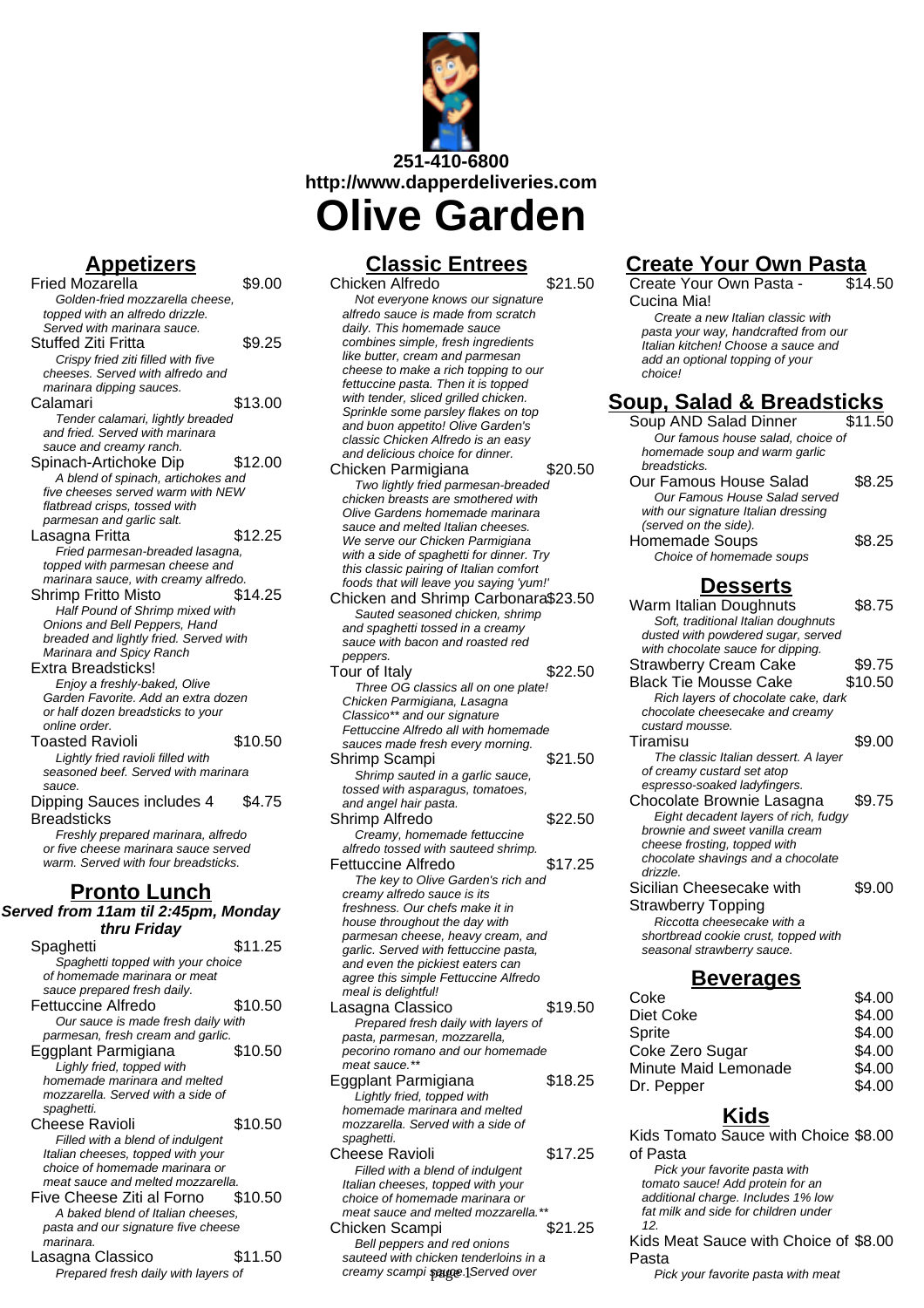251-410-6800
http://www.dapperdeliveries.com

# Olive Garden

## Appetizers

**Fried Mozarella** — $9.00
*Golden-fried mozzarella cheese, topped with an alfredo drizzle. Served with marinara sauce.*

**Stuffed Ziti Fritta** — $9.25
*Crispy fried ziti filled with five cheeses. Served with alfredo and marinara dipping sauces.*

**Calamari** — $13.00
*Tender calamari, lightly breaded and fried. Served with marinara sauce and creamy ranch.*

**Spinach-Artichoke Dip** — $12.00
*A blend of spinach, artichokes and five cheeses served warm with NEW flatbread crisps, tossed with parmesan and garlic salt.*

**Lasagna Fritta** — $12.25
*Fried parmesan-breaded lasagna, topped with parmesan cheese and marinara sauce, with creamy alfredo.*

**Shrimp Fritto Misto** — $14.25
*Half Pound of Shrimp mixed with Onions and Bell Peppers, Hand breaded and lightly fried. Served with Marinara and Spicy Ranch*

**Extra Breadsticks!**
*Enjoy a freshly-baked, Olive Garden Favorite. Add an extra dozen or half dozen breadsticks to your online order.*

**Toasted Ravioli** — $10.50
*Lightly fried ravioli filled with seasoned beef. Served with marinara sauce.*

**Dipping Sauces includes 4 Breadsticks** — $4.75
*Freshly prepared marinara, alfredo or five cheese marinara sauce served warm. Served with four breadsticks.*

## Pronto Lunch

**Served from 11am til 2:45pm, Monday thru Friday**

**Spaghetti** — $11.25
*Spaghetti topped with your choice of homemade marinara or meat sauce prepared fresh daily.*

**Fettuccine Alfredo** — $10.50
*Our sauce is made fresh daily with parmesan, fresh cream and garlic.*

**Eggplant Parmigiana** — $10.50
*Lighly fried, topped with homemade marinara and melted mozzarella. Served with a side of spaghetti.*

**Cheese Ravioli** — $10.50
*Filled with a blend of indulgent Italian cheeses, topped with your choice of homemade marinara or meat sauce and melted mozzarella.*

**Five Cheese Ziti al Forno** — $10.50
*A baked blend of Italian cheeses, pasta and our signature five cheese marinara.*

**Lasagna Classico** — $11.50
*Prepared fresh daily with layers of*

## Classic Entrees

**Chicken Alfredo** — $21.50
*Not everyone knows our signature alfredo sauce is made from scratch daily. This homemade sauce combines simple, fresh ingredients like butter, cream and parmesan cheese to make a rich topping to our fettuccine pasta. Then it is topped with tender, sliced grilled chicken. Sprinkle some parsley flakes on top and buon appetito! Olive Garden's classic Chicken Alfredo is an easy and delicious choice for dinner.*

**Chicken Parmigiana** — $20.50
*Two lightly fried parmesan-breaded chicken breasts are smothered with Olive Gardens homemade marinara sauce and melted Italian cheeses. We serve our Chicken Parmigiana with a side of spaghetti for dinner. Try this classic pairing of Italian comfort foods that will leave you saying 'yum!'*

**Chicken and Shrimp Carbonara** — $23.50
*Sauted seasoned chicken, shrimp and spaghetti tossed in a creamy sauce with bacon and roasted red peppers.*

**Tour of Italy** — $22.50
*Three OG classics all on one plate! Chicken Parmigiana, Lasagna Classico** and our signature Fettuccine Alfredo all with homemade sauces made fresh every morning.*

**Shrimp Scampi** — $21.50
*Shrimp sauted in a garlic sauce, tossed with asparagus, tomatoes, and angel hair pasta.*

**Shrimp Alfredo** — $22.50
*Creamy, homemade fettuccine alfredo tossed with sauteed shrimp.*

**Fettuccine Alfredo** — $17.25
*The key to Olive Garden's rich and creamy alfredo sauce is its freshness. Our chefs make it in house throughout the day with parmesan cheese, heavy cream, and garlic. Served with fettuccine pasta, and even the pickiest eaters can agree this simple Fettuccine Alfredo meal is delightful!*

**Lasagna Classico** — $19.50
*Prepared fresh daily with layers of pasta, parmesan, mozzarella, pecorino romano and our homemade meat sauce.**

**Eggplant Parmigiana** — $18.25
*Lightly fried, topped with homemade marinara and melted mozzarella. Served with a side of spaghetti.*

**Cheese Ravioli** — $17.25
*Filled with a blend of indulgent Italian cheeses, topped with your choice of homemade marinara or meat sauce and melted mozzarella.**

**Chicken Scampi** — $21.25
*Bell peppers and red onions sauteed with chicken tenderloins in a creamy scampi sauce. Served over*

## Create Your Own Pasta

**Create Your Own Pasta - Cucina Mia!** — $14.50
*Create a new Italian classic with pasta your way, handcrafted from our Italian kitchen! Choose a sauce and add an optional topping of your choice!*

## Soup, Salad & Breadsticks

**Soup AND Salad Dinner** — $11.50
*Our famous house salad, choice of homemade soup and warm garlic breadsticks.*

**Our Famous House Salad** — $8.25
*Our Famous House Salad served with our signature Italian dressing (served on the side).*

**Homemade Soups** — $8.25
*Choice of homemade soups*

## Desserts

**Warm Italian Doughnuts** — $8.75
*Soft, traditional Italian doughnuts dusted with powdered sugar, served with chocolate sauce for dipping.*

**Strawberry Cream Cake** — $9.75

**Black Tie Mousse Cake** — $10.50
*Rich layers of chocolate cake, dark chocolate cheesecake and creamy custard mousse.*

**Tiramisu** — $9.00
*The classic Italian dessert. A layer of creamy custard set atop espresso-soaked ladyfingers.*

**Chocolate Brownie Lasagna** — $9.75
*Eight decadent layers of rich, fudgy brownie and sweet vanilla cream cheese frosting, topped with chocolate shavings and a chocolate drizzle.*

**Sicilian Cheesecake with Strawberry Topping** — $9.00
*Riccotta cheesecake with a shortbread cookie crust, topped with seasonal strawberry sauce.*

## Beverages

| Item | Price |
|---|---|
| Coke | $4.00 |
| Diet Coke | $4.00 |
| Sprite | $4.00 |
| Coke Zero Sugar | $4.00 |
| Minute Maid Lemonade | $4.00 |
| Dr. Pepper | $4.00 |

## Kids

**Kids Tomato Sauce with Choice of Pasta** — $8.00
*Pick your favorite pasta with tomato sauce! Add protein for an additional charge. Includes 1% low fat milk and side for children under 12.*

**Kids Meat Sauce with Choice of Pasta** — $8.00
*Pick your favorite pasta with meat*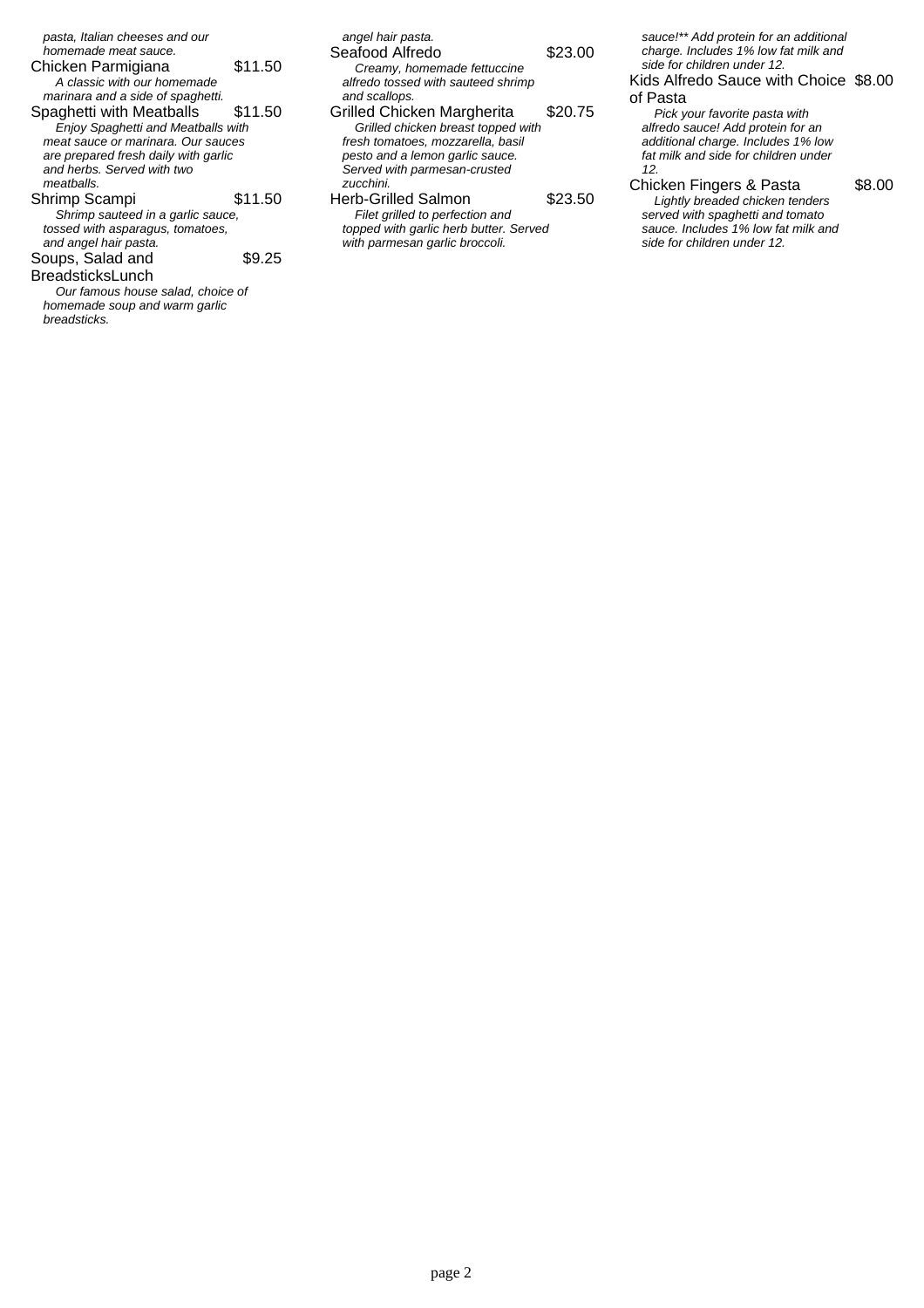*pasta, Italian cheeses and our homemade meat sauce.*

Chicken Parmigiana $11.50

*A classic with our homemade marinara and a side of spaghetti.*

Spaghetti with Meatballs $11.50

*Enjoy Spaghetti and Meatballs with meat sauce or marinara. Our sauces are prepared fresh daily with garlic and herbs. Served with two meatballs.*

Shrimp Scampi $11.50

*Shrimp sauteed in a garlic sauce, tossed with asparagus, tomatoes, and angel hair pasta.*

Soups, Salad and BreadsticksLunch $9.25

*Our famous house salad, choice of homemade soup and warm garlic breadsticks.*

*angel hair pasta.*

Seafood Alfredo $23.00

*Creamy, homemade fettuccine alfredo tossed with sauteed shrimp and scallops.*

Grilled Chicken Margherita $20.75

*Grilled chicken breast topped with fresh tomatoes, mozzarella, basil pesto and a lemon garlic sauce. Served with parmesan-crusted zucchini.*

Herb-Grilled Salmon $23.50

*Filet grilled to perfection and topped with garlic herb butter. Served with parmesan garlic broccoli.*

*sauce!** Add protein for an additional charge. Includes 1% low fat milk and side for children under 12.*

Kids Alfredo Sauce with Choice of Pasta $8.00

*Pick your favorite pasta with alfredo sauce! Add protein for an additional charge. Includes 1% low fat milk and side for children under 12.*

Chicken Fingers & Pasta $8.00

*Lightly breaded chicken tenders served with spaghetti and tomato sauce. Includes 1% low fat milk and side for children under 12.*